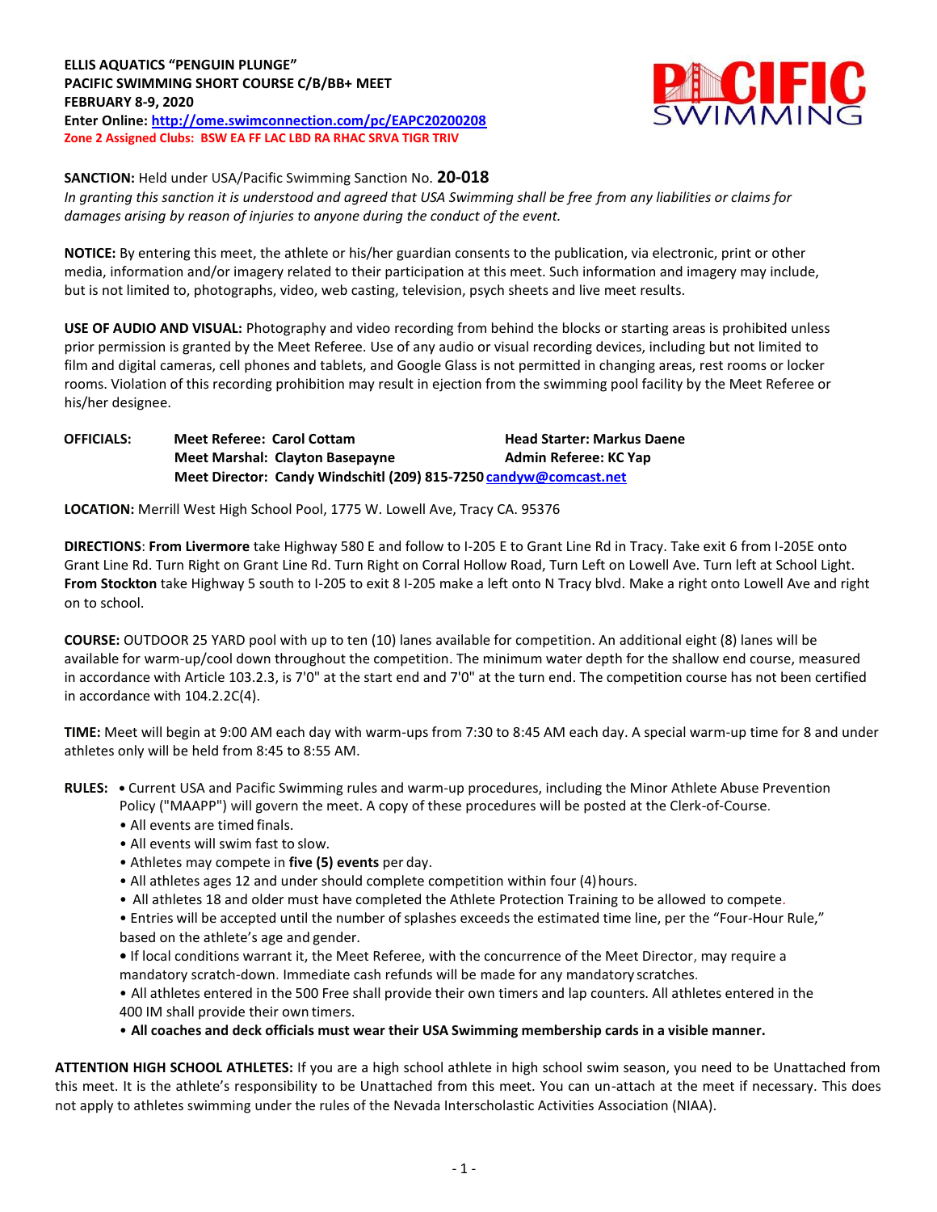**ELLIS AQUATICS "PENGUIN PLUNGE"**
**PACIFIC SWIMMING SHORT COURSE C/B/BB+ MEET**
**FEBRUARY 8-9, 2020**
**Enter Online: http://ome.swimconnection.com/pc/EAPC20200208**
**Zone 2 Assigned Clubs: BSW EA FF LAC LBD RA RHAC SRVA TIGR TRIV**

**SANCTION:** Held under USA/Pacific Swimming Sanction No. **20-018**
*In granting this sanction it is understood and agreed that USA Swimming shall be free from any liabilities or claims for damages arising by reason of injuries to anyone during the conduct of the event.*

**NOTICE:** By entering this meet, the athlete or his/her guardian consents to the publication, via electronic, print or other media, information and/or imagery related to their participation at this meet. Such information and imagery may include, but is not limited to, photographs, video, web casting, television, psych sheets and live meet results.

**USE OF AUDIO AND VISUAL:** Photography and video recording from behind the blocks or starting areas is prohibited unless prior permission is granted by the Meet Referee. Use of any audio or visual recording devices, including but not limited to film and digital cameras, cell phones and tablets, and Google Glass is not permitted in changing areas, rest rooms or locker rooms. Violation of this recording prohibition may result in ejection from the swimming pool facility by the Meet Referee or his/her designee.

**OFFICIALS:**
**Meet Referee: Carol Cottam** | **Head Starter: Markus Daene**
**Meet Marshal: Clayton Basepayne** | **Admin Referee: KC Yap**
**Meet Director: Candy Windschitl (209) 815-7250 candyw@comcast.net**

**LOCATION:** Merrill West High School Pool, 1775 W. Lowell Ave, Tracy CA. 95376

**DIRECTIONS**: **From Livermore** take Highway 580 E and follow to I-205 E to Grant Line Rd in Tracy. Take exit 6 from I-205E onto Grant Line Rd. Turn Right on Grant Line Rd. Turn Right on Corral Hollow Road, Turn Left on Lowell Ave. Turn left at School Light. **From Stockton** take Highway 5 south to I-205 to exit 8 I-205 make a left onto N Tracy blvd. Make a right onto Lowell Ave and right on to school.

**COURSE:** OUTDOOR 25 YARD pool with up to ten (10) lanes available for competition. An additional eight (8) lanes will be available for warm-up/cool down throughout the competition. The minimum water depth for the shallow end course, measured in accordance with Article 103.2.3, is 7'0" at the start end and 7'0" at the turn end. The competition course has not been certified in accordance with 104.2.2C(4).

**TIME:** Meet will begin at 9:00 AM each day with warm-ups from 7:30 to 8:45 AM each day. A special warm-up time for 8 and under athletes only will be held from 8:45 to 8:55 AM.

**RULES:**
- Current USA and Pacific Swimming rules and warm-up procedures, including the Minor Athlete Abuse Prevention Policy ("MAAPP") will govern the meet. A copy of these procedures will be posted at the Clerk-of-Course.
- All events are timed finals.
- All events will swim fast to slow.
- Athletes may compete in **five (5) events** per day.
- All athletes ages 12 and under should complete competition within four (4) hours.
- All athletes 18 and older must have completed the Athlete Protection Training to be allowed to compete.
- Entries will be accepted until the number of splashes exceeds the estimated time line, per the "Four-Hour Rule," based on the athlete's age and gender.
- If local conditions warrant it, the Meet Referee, with the concurrence of the Meet Director, may require a mandatory scratch-down. Immediate cash refunds will be made for any mandatory scratches.
- All athletes entered in the 500 Free shall provide their own timers and lap counters. All athletes entered in the 400 IM shall provide their own timers.
- **All coaches and deck officials must wear their USA Swimming membership cards in a visible manner.**

**ATTENTION HIGH SCHOOL ATHLETES:** If you are a high school athlete in high school swim season, you need to be Unattached from this meet. It is the athlete's responsibility to be Unattached from this meet. You can un-attach at the meet if necessary. This does not apply to athletes swimming under the rules of the Nevada Interscholastic Activities Association (NIAA).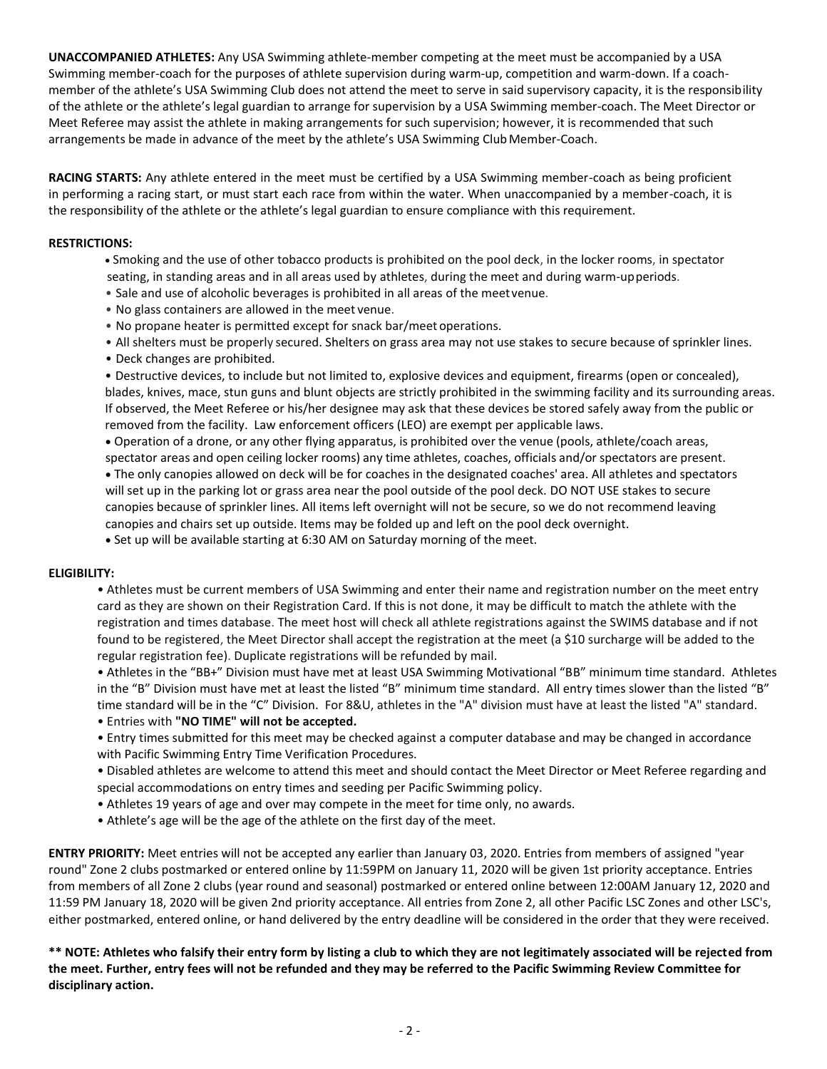**UNACCOMPANIED ATHLETES:** Any USA Swimming athlete-member competing at the meet must be accompanied by a USA Swimming member-coach for the purposes of athlete supervision during warm-up, competition and warm-down. If a coach-member of the athlete's USA Swimming Club does not attend the meet to serve in said supervisory capacity, it is the responsibility of the athlete or the athlete's legal guardian to arrange for supervision by a USA Swimming member-coach. The Meet Director or Meet Referee may assist the athlete in making arrangements for such supervision; however, it is recommended that such arrangements be made in advance of the meet by the athlete's USA Swimming Club Member-Coach.

**RACING STARTS:** Any athlete entered in the meet must be certified by a USA Swimming member-coach as being proficient in performing a racing start, or must start each race from within the water. When unaccompanied by a member-coach, it is the responsibility of the athlete or the athlete's legal guardian to ensure compliance with this requirement.

**RESTRICTIONS:**

- Smoking and the use of other tobacco products is prohibited on the pool deck, in the locker rooms, in spectator seating, in standing areas and in all areas used by athletes, during the meet and during warm-up periods.
- Sale and use of alcoholic beverages is prohibited in all areas of the meet venue.
- No glass containers are allowed in the meet venue.
- No propane heater is permitted except for snack bar/meet operations.
- All shelters must be properly secured. Shelters on grass area may not use stakes to secure because of sprinkler lines.
- Deck changes are prohibited.
- Destructive devices, to include but not limited to, explosive devices and equipment, firearms (open or concealed), blades, knives, mace, stun guns and blunt objects are strictly prohibited in the swimming facility and its surrounding areas. If observed, the Meet Referee or his/her designee may ask that these devices be stored safely away from the public or removed from the facility. Law enforcement officers (LEO) are exempt per applicable laws.
- Operation of a drone, or any other flying apparatus, is prohibited over the venue (pools, athlete/coach areas, spectator areas and open ceiling locker rooms) any time athletes, coaches, officials and/or spectators are present.
- The only canopies allowed on deck will be for coaches in the designated coaches' area. All athletes and spectators will set up in the parking lot or grass area near the pool outside of the pool deck. DO NOT USE stakes to secure canopies because of sprinkler lines. All items left overnight will not be secure, so we do not recommend leaving canopies and chairs set up outside. Items may be folded up and left on the pool deck overnight.
- Set up will be available starting at 6:30 AM on Saturday morning of the meet.

**ELIGIBILITY:**

- Athletes must be current members of USA Swimming and enter their name and registration number on the meet entry card as they are shown on their Registration Card. If this is not done, it may be difficult to match the athlete with the registration and times database. The meet host will check all athlete registrations against the SWIMS database and if not found to be registered, the Meet Director shall accept the registration at the meet (a $10 surcharge will be added to the regular registration fee). Duplicate registrations will be refunded by mail.
- Athletes in the "BB+" Division must have met at least USA Swimming Motivational "BB" minimum time standard. Athletes in the "B" Division must have met at least the listed "B" minimum time standard. All entry times slower than the listed "B" time standard will be in the "C" Division. For 8&U, athletes in the "A" division must have at least the listed "A" standard.
- Entries with **"NO TIME" will not be accepted.**
- Entry times submitted for this meet may be checked against a computer database and may be changed in accordance with Pacific Swimming Entry Time Verification Procedures.
- Disabled athletes are welcome to attend this meet and should contact the Meet Director or Meet Referee regarding and special accommodations on entry times and seeding per Pacific Swimming policy.
- Athletes 19 years of age and over may compete in the meet for time only, no awards.
- Athlete's age will be the age of the athlete on the first day of the meet.

**ENTRY PRIORITY:** Meet entries will not be accepted any earlier than January 03, 2020. Entries from members of assigned "year round" Zone 2 clubs postmarked or entered online by 11:59PM on January 11, 2020 will be given 1st priority acceptance. Entries from members of all Zone 2 clubs (year round and seasonal) postmarked or entered online between 12:00AM January 12, 2020 and 11:59 PM January 18, 2020 will be given 2nd priority acceptance. All entries from Zone 2, all other Pacific LSC Zones and other LSC's, either postmarked, entered online, or hand delivered by the entry deadline will be considered in the order that they were received.

**\*\* NOTE: Athletes who falsify their entry form by listing a club to which they are not legitimately associated will be rejected from the meet. Further, entry fees will not be refunded and they may be referred to the Pacific Swimming Review Committee for disciplinary action.**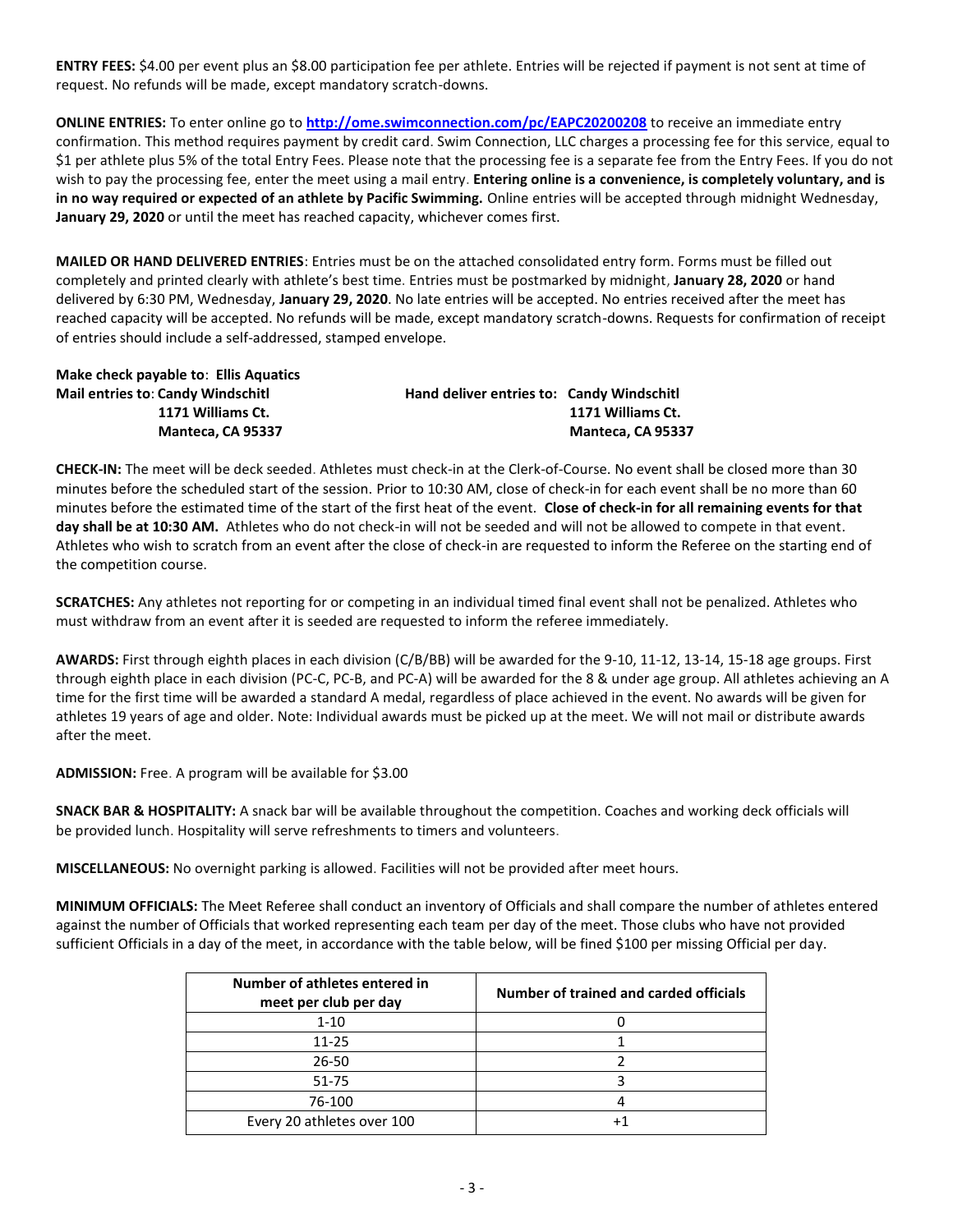**ENTRY FEES:** $4.00 per event plus an $8.00 participation fee per athlete. Entries will be rejected if payment is not sent at time of request. No refunds will be made, except mandatory scratch-downs.

**ONLINE ENTRIES:** To enter online go to **http://ome.swimconnection.com/pc/EAPC20200208** to receive an immediate entry confirmation. This method requires payment by credit card. Swim Connection, LLC charges a processing fee for this service, equal to $1 per athlete plus 5% of the total Entry Fees. Please note that the processing fee is a separate fee from the Entry Fees. If you do not wish to pay the processing fee, enter the meet using a mail entry. **Entering online is a convenience, is completely voluntary, and is in no way required or expected of an athlete by Pacific Swimming.** Online entries will be accepted through midnight Wednesday, **January 29, 2020** or until the meet has reached capacity, whichever comes first.

**MAILED OR HAND DELIVERED ENTRIES**: Entries must be on the attached consolidated entry form. Forms must be filled out completely and printed clearly with athlete's best time. Entries must be postmarked by midnight, **January 28, 2020** or hand delivered by 6:30 PM, Wednesday, **January 29, 2020**. No late entries will be accepted. No entries received after the meet has reached capacity will be accepted. No refunds will be made, except mandatory scratch-downs. Requests for confirmation of receipt of entries should include a self-addressed, stamped envelope.

**Make check payable to**: **Ellis Aquatics**

**Mail entries to**: **Candy Windschitl**
**1171 Williams Ct.**
**Manteca, CA 95337**

**Hand deliver entries to: Candy Windschitl**
**1171 Williams Ct.**
**Manteca, CA 95337**

**CHECK-IN:** The meet will be deck seeded. Athletes must check-in at the Clerk-of-Course. No event shall be closed more than 30 minutes before the scheduled start of the session. Prior to 10:30 AM, close of check-in for each event shall be no more than 60 minutes before the estimated time of the start of the first heat of the event. **Close of check-in for all remaining events for that day shall be at 10:30 AM.** Athletes who do not check-in will not be seeded and will not be allowed to compete in that event. Athletes who wish to scratch from an event after the close of check-in are requested to inform the Referee on the starting end of the competition course.

**SCRATCHES:** Any athletes not reporting for or competing in an individual timed final event shall not be penalized. Athletes who must withdraw from an event after it is seeded are requested to inform the referee immediately.

**AWARDS:** First through eighth places in each division (C/B/BB) will be awarded for the 9-10, 11-12, 13-14, 15-18 age groups. First through eighth place in each division (PC-C, PC-B, and PC-A) will be awarded for the 8 & under age group. All athletes achieving an A time for the first time will be awarded a standard A medal, regardless of place achieved in the event. No awards will be given for athletes 19 years of age and older. Note: Individual awards must be picked up at the meet. We will not mail or distribute awards after the meet.

**ADMISSION:** Free. A program will be available for $3.00

**SNACK BAR & HOSPITALITY:** A snack bar will be available throughout the competition. Coaches and working deck officials will be provided lunch. Hospitality will serve refreshments to timers and volunteers.

**MISCELLANEOUS:** No overnight parking is allowed. Facilities will not be provided after meet hours.

**MINIMUM OFFICIALS:** The Meet Referee shall conduct an inventory of Officials and shall compare the number of athletes entered against the number of Officials that worked representing each team per day of the meet. Those clubs who have not provided sufficient Officials in a day of the meet, in accordance with the table below, will be fined $100 per missing Official per day.

| Number of athletes entered in meet per club per day | Number of trained and carded officials |
|---|---|
| 1-10 | 0 |
| 11-25 | 1 |
| 26-50 | 2 |
| 51-75 | 3 |
| 76-100 | 4 |
| Every 20 athletes over 100 | +1 |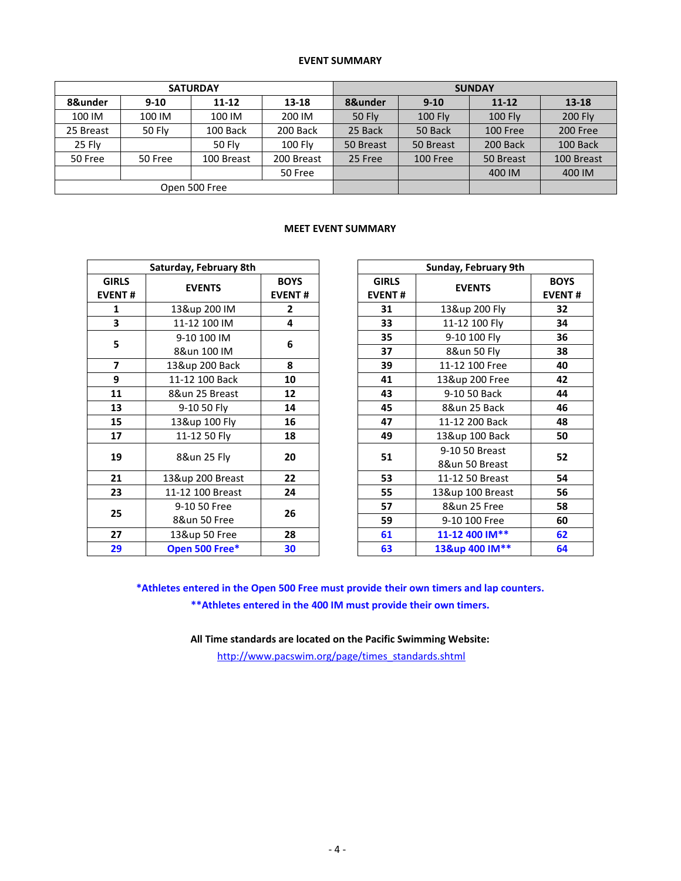**EVENT SUMMARY**

| SATURDAY | | | | SUNDAY | | | |
|---|---|---|---|---|---|---|---|
| **8&under** | **9-10** | **11-12** | **13-18** | **8&under** | **9-10** | **11-12** | **13-18** |
| 100 IM | 100 IM | 100 IM | 200 IM | 50 Fly | 100 Fly | 100 Fly | 200 Fly |
| 25 Breast | 50 Fly | 100 Back | 200 Back | 25 Back | 50 Back | 100 Free | 200 Free |
| 25 Fly | | 50 Fly | 100 Fly | 50 Breast | 50 Breast | 200 Back | 100 Back |
| 50 Free | 50 Free | 100 Breast | 200 Breast | 25 Free | 100 Free | 50 Breast | 100 Breast |
| | | | 50 Free | | | 400 IM | 400 IM |
| Open 500 Free | | | | | | | |

**MEET EVENT SUMMARY**

| Saturday, February 8th | | |
|---|---|---|
| **GIRLS EVENT #** | **EVENTS** | **BOYS EVENT #** |
| **1** | 13&up 200 IM | **2** |
| **3** | 11-12 100 IM | **4** |
| **5** | 9-10 100 IM<br>8&un 100 IM | **6** |
| **7** | 13&up 200 Back | **8** |
| **9** | 11-12 100 Back | **10** |
| **11** | 8&un 25 Breast | **12** |
| **13** | 9-10 50 Fly | **14** |
| **15** | 13&up 100 Fly | **16** |
| **17** | 11-12 50 Fly | **18** |
| **19** | 8&un 25 Fly | **20** |
| **21** | 13&up 200 Breast | **22** |
| **23** | 11-12 100 Breast | **24** |
| **25** | 9-10 50 Free<br>8&un 50 Free | **26** |
| **27** | 13&up 50 Free | **28** |
| **29** | **Open 500 Free*** | **30** |

| Sunday, February 9th | | |
|---|---|---|
| **GIRLS EVENT #** | **EVENTS** | **BOYS EVENT #** |
| **31** | 13&up 200 Fly | **32** |
| **33** | 11-12 100 Fly | **34** |
| **35** | 9-10 100 Fly | **36** |
| **37** | 8&un 50 Fly | **38** |
| **39** | 11-12 100 Free | **40** |
| **41** | 13&up 200 Free | **42** |
| **43** | 9-10 50 Back | **44** |
| **45** | 8&un 25 Back | **46** |
| **47** | 11-12 200 Back | **48** |
| **49** | 13&up 100 Back | **50** |
| **51** | 9-10 50 Breast<br>8&un 50 Breast | **52** |
| **53** | 11-12 50 Breast | **54** |
| **55** | 13&up 100 Breast | **56** |
| **57** | 8&un 25 Free | **58** |
| **59** | 9-10 100 Free | **60** |
| **61** | **11-12 400 IM**** | **62** |
| **63** | **13&up 400 IM**** | **64** |

**\*Athletes entered in the Open 500 Free must provide their own timers and lap counters.**

**\*\*Athletes entered in the 400 IM must provide their own timers.**

**All Time standards are located on the Pacific Swimming Website:**

http://www.pacswim.org/page/times_standards.shtml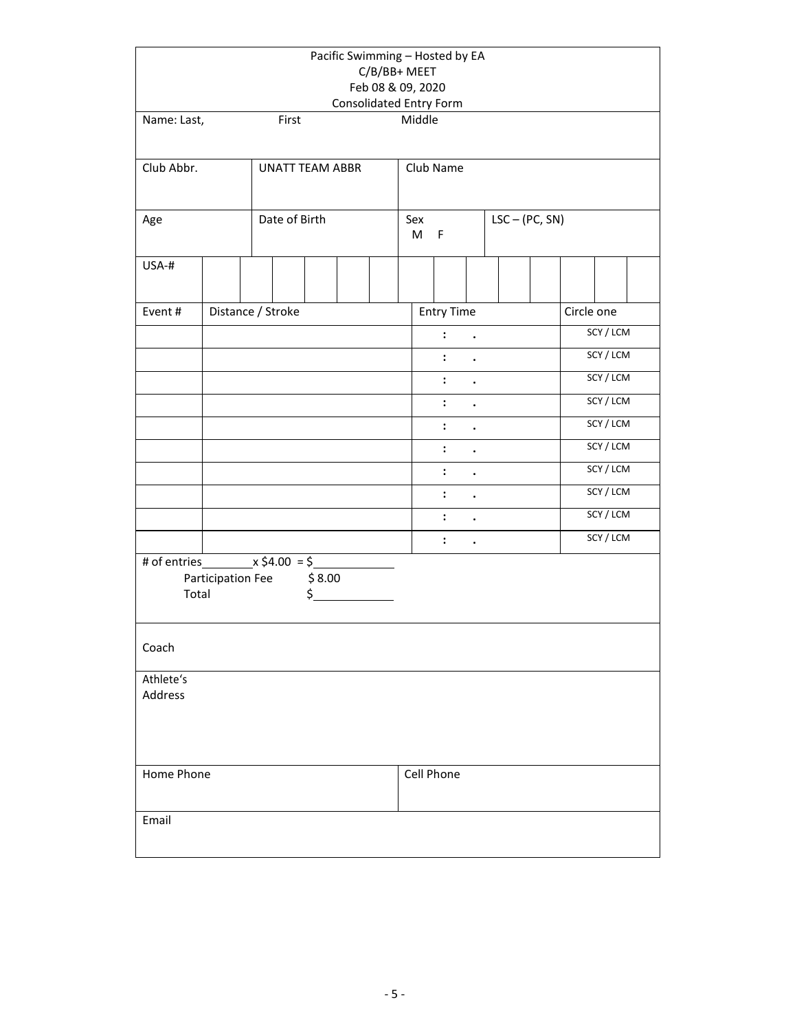Pacific Swimming – Hosted by EA
C/B/BB+ MEET
Feb 08 & 09, 2020
Consolidated Entry Form

| | | | |
|---|---|---|---|
| Name: Last, | First | Middle | |
| Club Abbr. | UNATT TEAM ABBR | Club Name | |
| Age | Date of Birth | Sex M F | LSC – (PC, SN) |
| USA-# | | | |

| Event # | Distance / Stroke | Entry Time | Circle one |
|---|---|---|---|
| | | : . | SCY / LCM |
| | | : . | SCY / LCM |
| | | : . | SCY / LCM |
| | | : . | SCY / LCM |
| | | : . | SCY / LCM |
| | | : . | SCY / LCM |
| | | : . | SCY / LCM |
| | | : . | SCY / LCM |
| | | : . | SCY / LCM |
| | | : . | SCY / LCM |

# of entries________x $4.00 = $____________
Participation Fee $ 8.00
Total $____________

| | |
|---|---|
| Coach | |
| Athlete's Address | |
| Home Phone | Cell Phone |
| Email | |